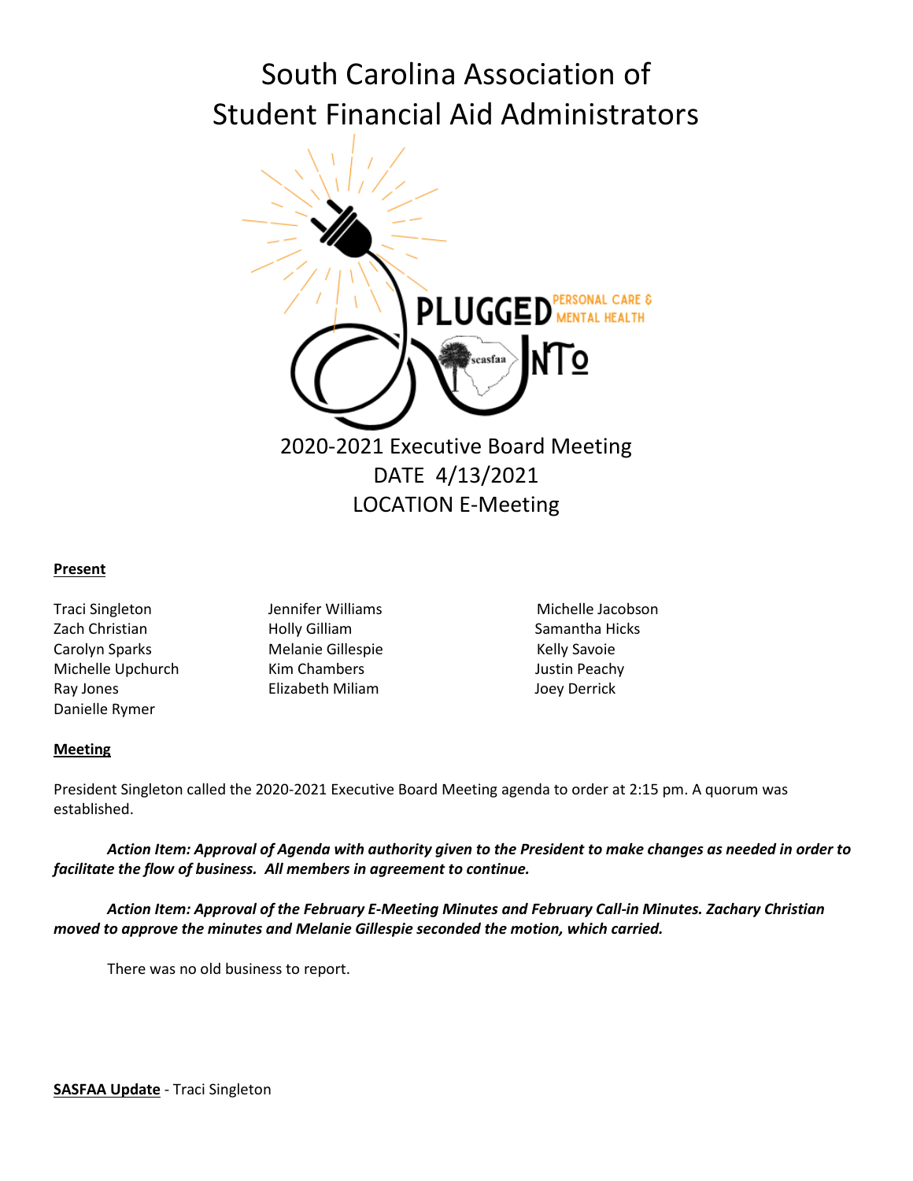# South Carolina Association of Student Financial Aid Administrators

2020-2021 Executive Board Meeting
DATE 4/13/2021
LOCATION E-Meeting

**Present**

Traci Singleton
Zach Christian
Carolyn Sparks
Michelle Upchurch
Ray Jones
Danielle Rymer
Jennifer Williams
Holly Gilliam
Melanie Gillespie
Kim Chambers
Elizabeth Miliam
Michelle Jacobson
Samantha Hicks
Kelly Savoie
Justin Peachy
Joey Derrick

**Meeting**

President Singleton called the 2020-2021 Executive Board Meeting agenda to order at 2:15 pm. A quorum was established.

***Action Item: Approval of Agenda with authority given to the President to make changes as needed in order to facilitate the flow of business. All members in agreement to continue.***

***Action Item: Approval of the February E-Meeting Minutes and February Call-in Minutes. Zachary Christian moved to approve the minutes and Melanie Gillespie seconded the motion, which carried.***

There was no old business to report.

**SASFAA Update** - Traci Singleton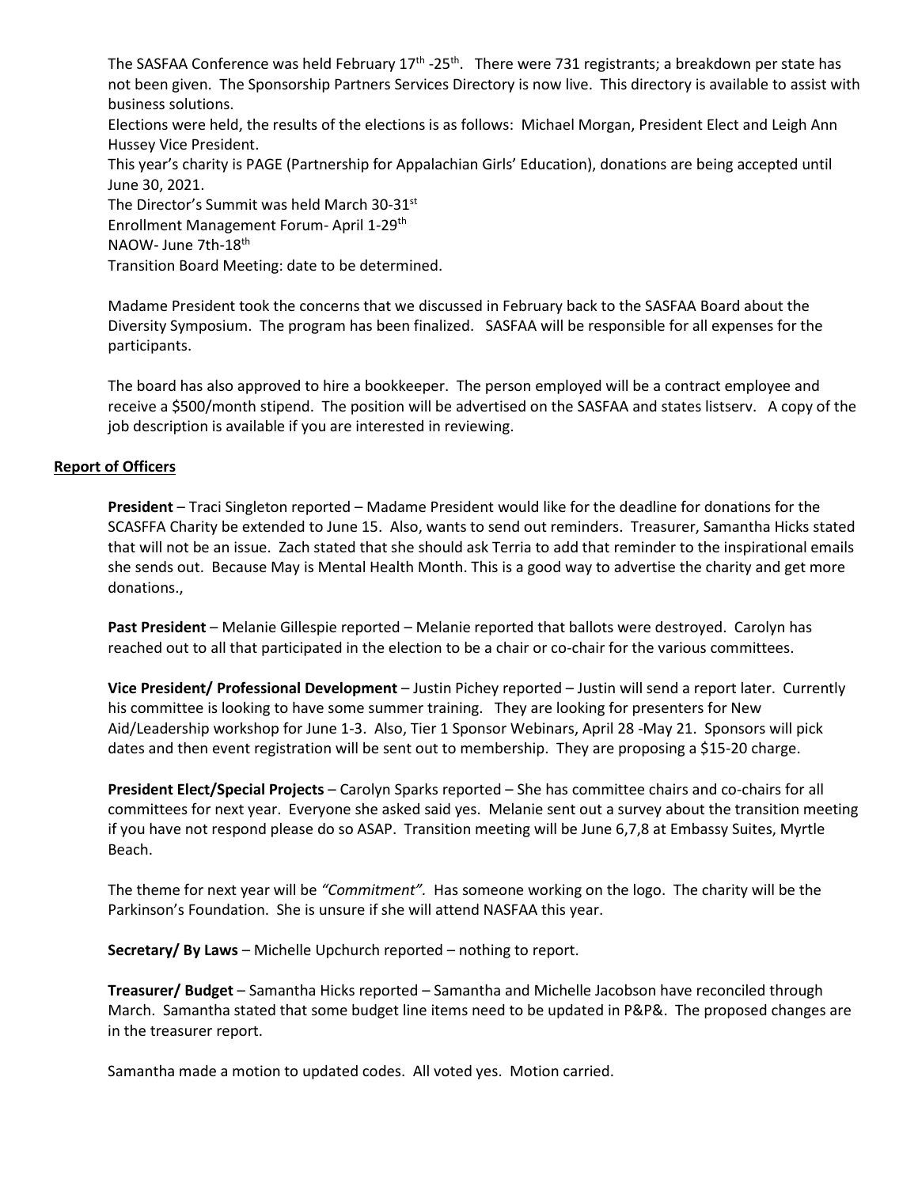The SASFAA Conference was held February 17th -25th. There were 731 registrants; a breakdown per state has not been given. The Sponsorship Partners Services Directory is now live. This directory is available to assist with business solutions.

Elections were held, the results of the elections is as follows: Michael Morgan, President Elect and Leigh Ann Hussey Vice President.

This year's charity is PAGE (Partnership for Appalachian Girls' Education), donations are being accepted until June 30, 2021.

The Director's Summit was held March 30-31st

Enrollment Management Forum- April 1-29th

NAOW- June 7th-18th

Transition Board Meeting: date to be determined.

Madame President took the concerns that we discussed in February back to the SASFAA Board about the Diversity Symposium. The program has been finalized. SASFAA will be responsible for all expenses for the participants.

The board has also approved to hire a bookkeeper. The person employed will be a contract employee and receive a $500/month stipend. The position will be advertised on the SASFAA and states listserv. A copy of the job description is available if you are interested in reviewing.

## Report of Officers

**President** – Traci Singleton reported – Madame President would like for the deadline for donations for the SCASFFA Charity be extended to June 15. Also, wants to send out reminders. Treasurer, Samantha Hicks stated that will not be an issue. Zach stated that she should ask Terria to add that reminder to the inspirational emails she sends out. Because May is Mental Health Month. This is a good way to advertise the charity and get more donations.,

**Past President** – Melanie Gillespie reported – Melanie reported that ballots were destroyed. Carolyn has reached out to all that participated in the election to be a chair or co-chair for the various committees.

**Vice President/ Professional Development** – Justin Pichey reported – Justin will send a report later. Currently his committee is looking to have some summer training. They are looking for presenters for New Aid/Leadership workshop for June 1-3. Also, Tier 1 Sponsor Webinars, April 28 -May 21. Sponsors will pick dates and then event registration will be sent out to membership. They are proposing a $15-20 charge.

**President Elect/Special Projects** – Carolyn Sparks reported – She has committee chairs and co-chairs for all committees for next year. Everyone she asked said yes. Melanie sent out a survey about the transition meeting if you have not respond please do so ASAP. Transition meeting will be June 6,7,8 at Embassy Suites, Myrtle Beach.

The theme for next year will be *"Commitment".* Has someone working on the logo. The charity will be the Parkinson's Foundation. She is unsure if she will attend NASFAA this year.

**Secretary/ By Laws** – Michelle Upchurch reported – nothing to report.

**Treasurer/ Budget** – Samantha Hicks reported – Samantha and Michelle Jacobson have reconciled through March. Samantha stated that some budget line items need to be updated in P&P&. The proposed changes are in the treasurer report.

Samantha made a motion to updated codes. All voted yes. Motion carried.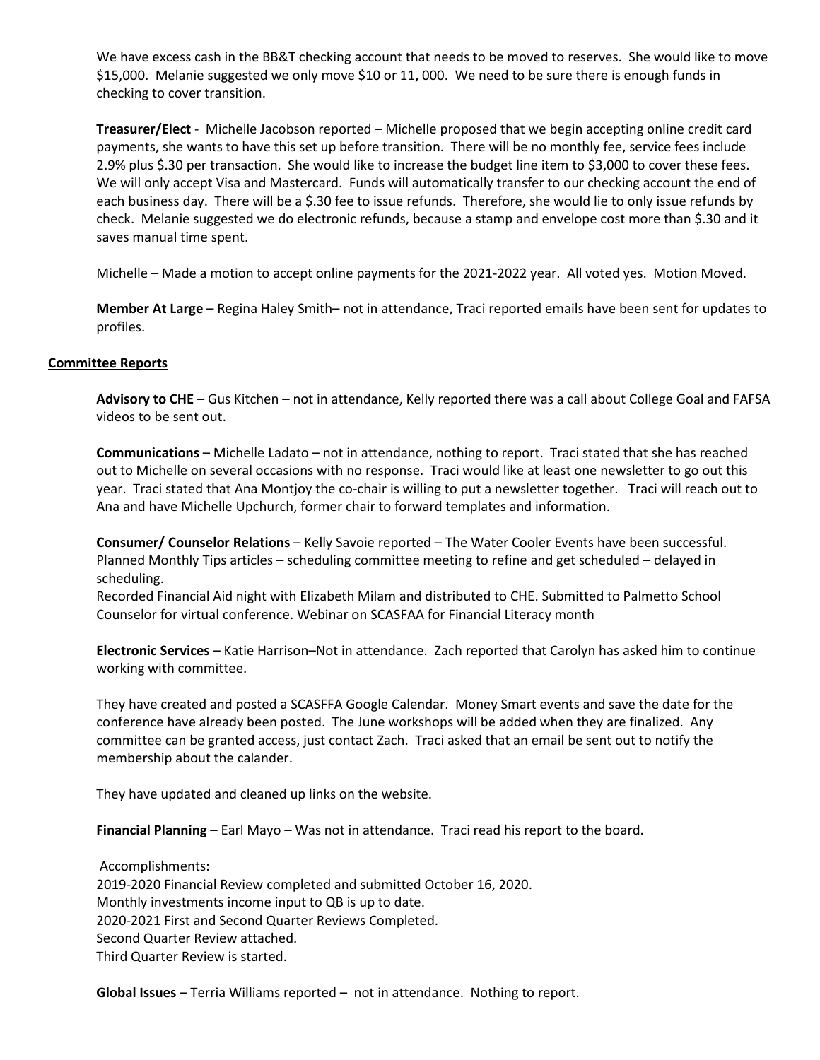We have excess cash in the BB&T checking account that needs to be moved to reserves. She would like to move $15,000. Melanie suggested we only move $10 or 11, 000. We need to be sure there is enough funds in checking to cover transition.

**Treasurer/Elect** - Michelle Jacobson reported – Michelle proposed that we begin accepting online credit card payments, she wants to have this set up before transition. There will be no monthly fee, service fees include 2.9% plus $.30 per transaction. She would like to increase the budget line item to $3,000 to cover these fees. We will only accept Visa and Mastercard. Funds will automatically transfer to our checking account the end of each business day. There will be a $.30 fee to issue refunds. Therefore, she would lie to only issue refunds by check. Melanie suggested we do electronic refunds, because a stamp and envelope cost more than $.30 and it saves manual time spent.

Michelle – Made a motion to accept online payments for the 2021-2022 year. All voted yes. Motion Moved.

**Member At Large** – Regina Haley Smith– not in attendance, Traci reported emails have been sent for updates to profiles.

## Committee Reports

**Advisory to CHE** – Gus Kitchen – not in attendance, Kelly reported there was a call about College Goal and FAFSA videos to be sent out.

**Communications** – Michelle Ladato – not in attendance, nothing to report. Traci stated that she has reached out to Michelle on several occasions with no response. Traci would like at least one newsletter to go out this year. Traci stated that Ana Montjoy the co-chair is willing to put a newsletter together. Traci will reach out to Ana and have Michelle Upchurch, former chair to forward templates and information.

**Consumer/ Counselor Relations** – Kelly Savoie reported – The Water Cooler Events have been successful. Planned Monthly Tips articles – scheduling committee meeting to refine and get scheduled – delayed in scheduling.
Recorded Financial Aid night with Elizabeth Milam and distributed to CHE. Submitted to Palmetto School Counselor for virtual conference. Webinar on SCASFAA for Financial Literacy month

**Electronic Services** – Katie Harrison–Not in attendance. Zach reported that Carolyn has asked him to continue working with committee.

They have created and posted a SCASFFA Google Calendar. Money Smart events and save the date for the conference have already been posted. The June workshops will be added when they are finalized. Any committee can be granted access, just contact Zach. Traci asked that an email be sent out to notify the membership about the calander.

They have updated and cleaned up links on the website.

**Financial Planning** – Earl Mayo – Was not in attendance. Traci read his report to the board.

Accomplishments:
2019-2020 Financial Review completed and submitted October 16, 2020.
Monthly investments income input to QB is up to date.
2020-2021 First and Second Quarter Reviews Completed.
Second Quarter Review attached.
Third Quarter Review is started.

**Global Issues** – Terria Williams reported – not in attendance. Nothing to report.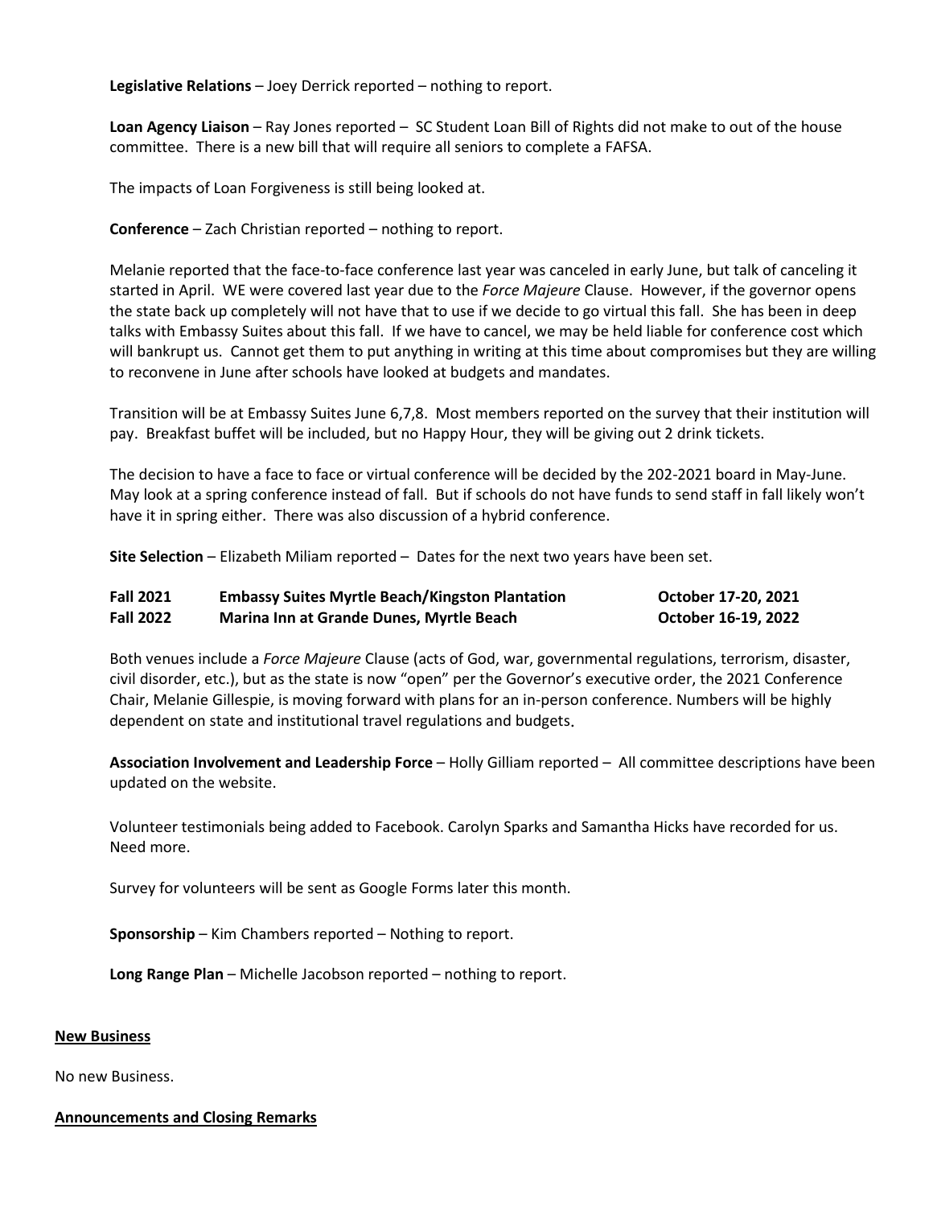**Legislative Relations** – Joey Derrick reported – nothing to report.

**Loan Agency Liaison** – Ray Jones reported – SC Student Loan Bill of Rights did not make to out of the house committee. There is a new bill that will require all seniors to complete a FAFSA.

The impacts of Loan Forgiveness is still being looked at.

**Conference** – Zach Christian reported – nothing to report.

Melanie reported that the face-to-face conference last year was canceled in early June, but talk of canceling it started in April. WE were covered last year due to the *Force Majeure* Clause. However, if the governor opens the state back up completely will not have that to use if we decide to go virtual this fall. She has been in deep talks with Embassy Suites about this fall. If we have to cancel, we may be held liable for conference cost which will bankrupt us. Cannot get them to put anything in writing at this time about compromises but they are willing to reconvene in June after schools have looked at budgets and mandates.

Transition will be at Embassy Suites June 6,7,8. Most members reported on the survey that their institution will pay. Breakfast buffet will be included, but no Happy Hour, they will be giving out 2 drink tickets.

The decision to have a face to face or virtual conference will be decided by the 202-2021 board in May-June. May look at a spring conference instead of fall. But if schools do not have funds to send staff in fall likely won't have it in spring either. There was also discussion of a hybrid conference.

**Site Selection** – Elizabeth Miliam reported – Dates for the next two years have been set.

| | | |
|---|---|---|
| **Fall 2021** | **Embassy Suites Myrtle Beach/Kingston Plantation** | **October 17-20, 2021** |
| **Fall 2022** | **Marina Inn at Grande Dunes, Myrtle Beach** | **October 16-19, 2022** |

Both venues include a *Force Majeure* Clause (acts of God, war, governmental regulations, terrorism, disaster, civil disorder, etc.), but as the state is now "open" per the Governor's executive order, the 2021 Conference Chair, Melanie Gillespie, is moving forward with plans for an in-person conference. Numbers will be highly dependent on state and institutional travel regulations and budgets.

**Association Involvement and Leadership Force** – Holly Gilliam reported – All committee descriptions have been updated on the website.

Volunteer testimonials being added to Facebook. Carolyn Sparks and Samantha Hicks have recorded for us. Need more.

Survey for volunteers will be sent as Google Forms later this month.

**Sponsorship** – Kim Chambers reported – Nothing to report.

**Long Range Plan** – Michelle Jacobson reported – nothing to report.

**New Business**

No new Business.

**Announcements and Closing Remarks**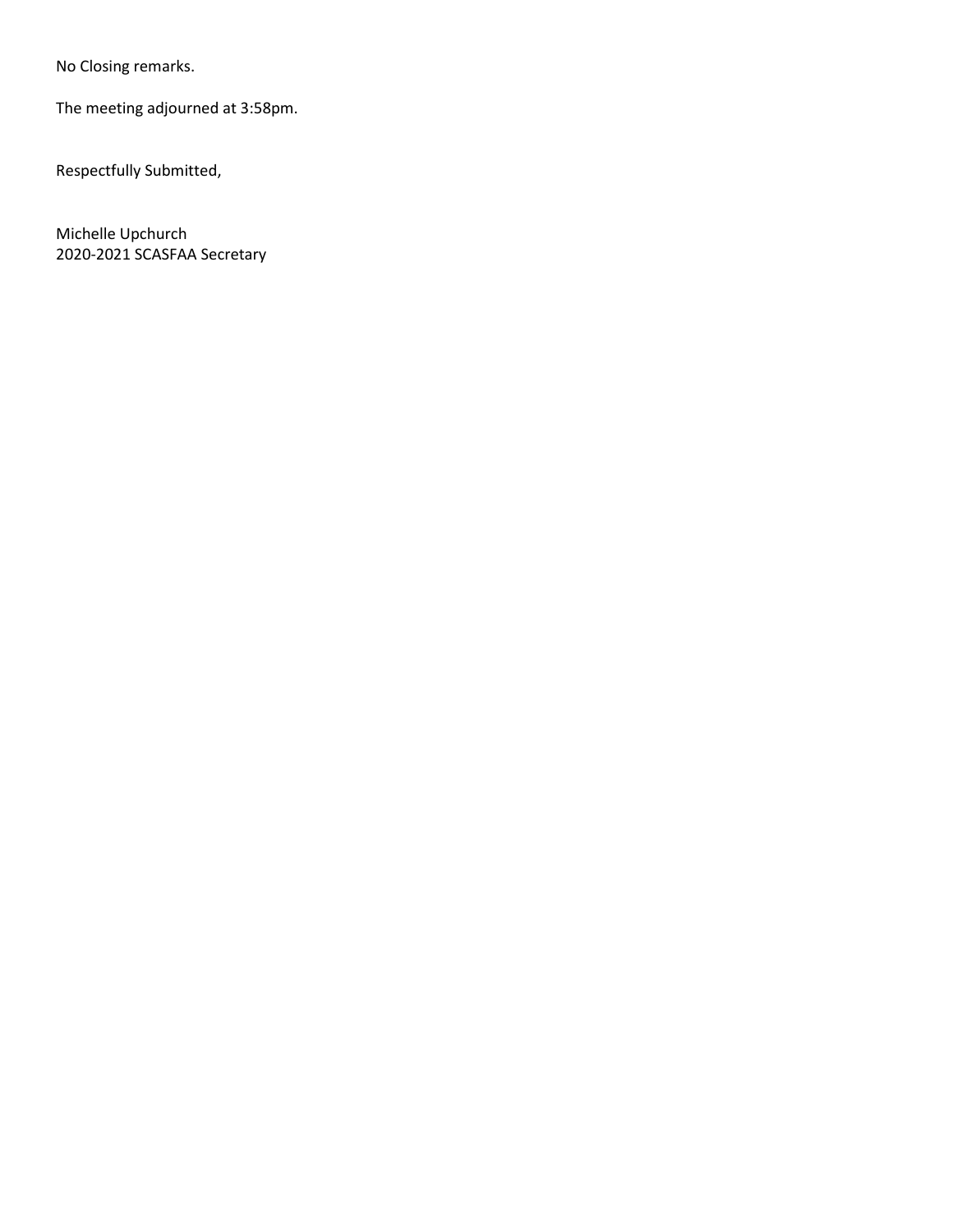No Closing remarks.

The meeting adjourned at 3:58pm.

Respectfully Submitted,

Michelle Upchurch
2020-2021 SCASFAA Secretary